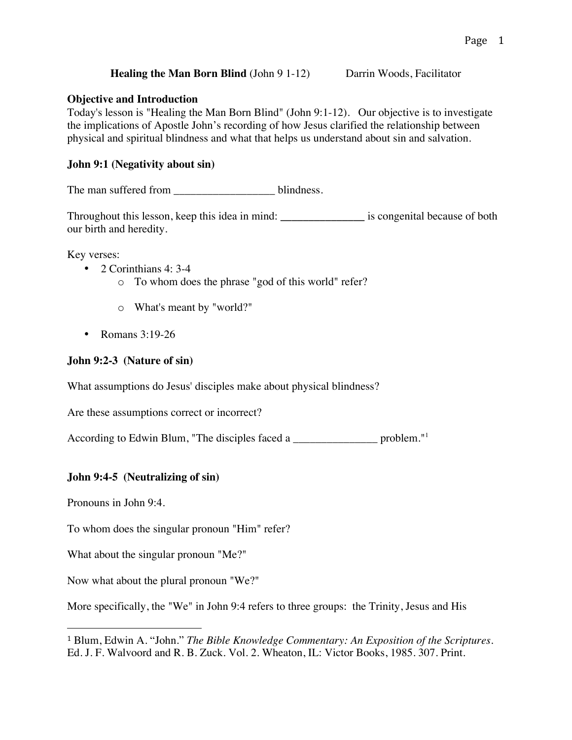**Healing the Man Born Blind** (John 9 1-12) Darrin Woods, Facilitator

## Objective and Introduction

Today's lesson is "Healing the Man Born Blind" (John 9:1-12). Our objective is to investigate the implications of Apostle John's recording of how Jesus clarified the relationship between physical and spiritual blindness and what that helps us understand about sin and salvation.

## John 9:1 (Negativity about sin)

The man suffered from __________________ blindness.

Throughout this lesson, keep this idea in mind: **_______________** is congenital because of both our birth and heredity.

Key verses:

- 2 Corinthians 4: 3-4
    - To whom does the phrase "god of this world" refer?
    - What's meant by "world?"
- Romans 3:19-26

## John 9:2-3 (Nature of sin)

What assumptions do Jesus' disciples make about physical blindness?

Are these assumptions correct or incorrect?

According to Edwin Blum, "The disciples faced a _______________ problem."[1]

## John 9:4-5 (Neutralizing of sin)

Pronouns in John 9:4.

To whom does the singular pronoun "Him" refer?

What about the singular pronoun "Me?"

Now what about the plural pronoun "We?"

More specifically, the "We" in John 9:4 refers to three groups: the Trinity, Jesus and His

---

[1] Blum, Edwin A. "John." *The Bible Knowledge Commentary: An Exposition of the Scriptures*. Ed. J. F. Walvoord and R. B. Zuck. Vol. 2. Wheaton, IL: Victor Books, 1985. 307. Print.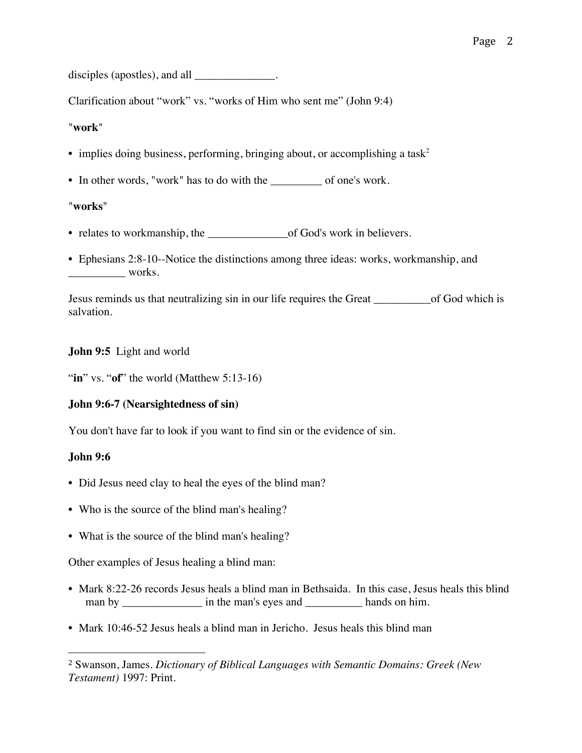disciples (apostles), and all ______________.

Clarification about "work" vs. "works of Him who sent me" (John 9:4)

"**work**"

- implies doing business, performing, bringing about, or accomplishing a task[2]
- In other words, "work" has to do with the _________ of one's work.

"**works**"

- relates to workmanship, the ______________of God's work in believers.
- Ephesians 2:8-10--Notice the distinctions among three ideas: works, workmanship, and __________ works.

Jesus reminds us that neutralizing sin in our life requires the Great __________of God which is salvation.

**John 9:5** Light and world

"**in**" vs. "**of**" the world (Matthew 5:13-16)

**John 9:6-7 (Nearsightedness of sin)**

You don't have far to look if you want to find sin or the evidence of sin.

**John 9:6**

- Did Jesus need clay to heal the eyes of the blind man?
- Who is the source of the blind man's healing?
- What is the source of the blind man's healing?

Other examples of Jesus healing a blind man:

- Mark 8:22-26 records Jesus heals a blind man in Bethsaida. In this case, Jesus heals this blind man by ______________ in the man's eyes and __________ hands on him.
- Mark 10:46-52 Jesus heals a blind man in Jericho. Jesus heals this blind man

---

[2] Swanson, James. *Dictionary of Biblical Languages with Semantic Domains: Greek (New Testament)* 1997: Print.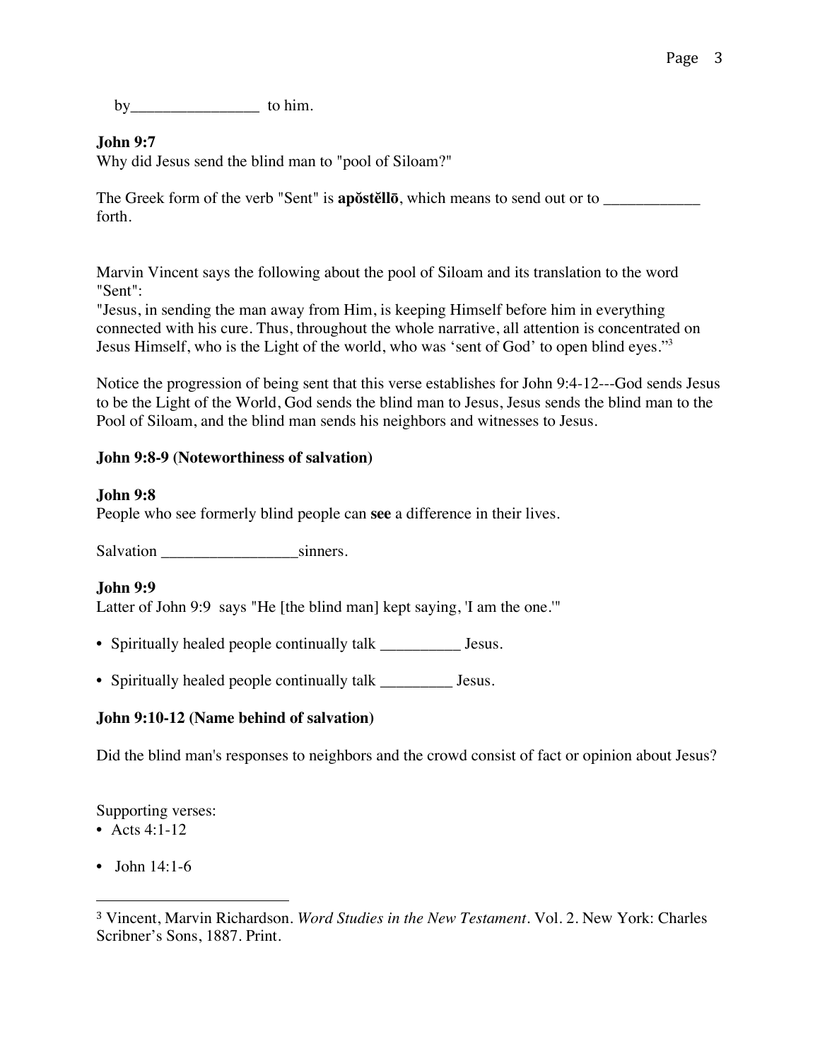by________________ to him.

**John 9:7**
Why did Jesus send the blind man to "pool of Siloam?"

The Greek form of the verb "Sent" is **apŏstĕllō**, which means to send out or to ____________ forth.

Marvin Vincent says the following about the pool of Siloam and its translation to the word "Sent":
"Jesus, in sending the man away from Him, is keeping Himself before him in everything connected with his cure. Thus, throughout the whole narrative, all attention is concentrated on Jesus Himself, who is the Light of the world, who was 'sent of God' to open blind eyes."[3]

Notice the progression of being sent that this verse establishes for John 9:4-12---God sends Jesus to be the Light of the World, God sends the blind man to Jesus, Jesus sends the blind man to the Pool of Siloam, and the blind man sends his neighbors and witnesses to Jesus.

**John 9:8-9 (Noteworthiness of salvation)**

**John 9:8**
People who see formerly blind people can **see** a difference in their lives.

Salvation _________________sinners.

**John 9:9**
Latter of John 9:9 says "He [the blind man] kept saying, 'I am the one.'"

- Spiritually healed people continually talk __________ Jesus.
- Spiritually healed people continually talk _________ Jesus.

**John 9:10-12 (Name behind of salvation)**

Did the blind man's responses to neighbors and the crowd consist of fact or opinion about Jesus?

Supporting verses:
- Acts 4:1-12
- John 14:1-6

[3] Vincent, Marvin Richardson. *Word Studies in the New Testament*. Vol. 2. New York: Charles Scribner's Sons, 1887. Print.